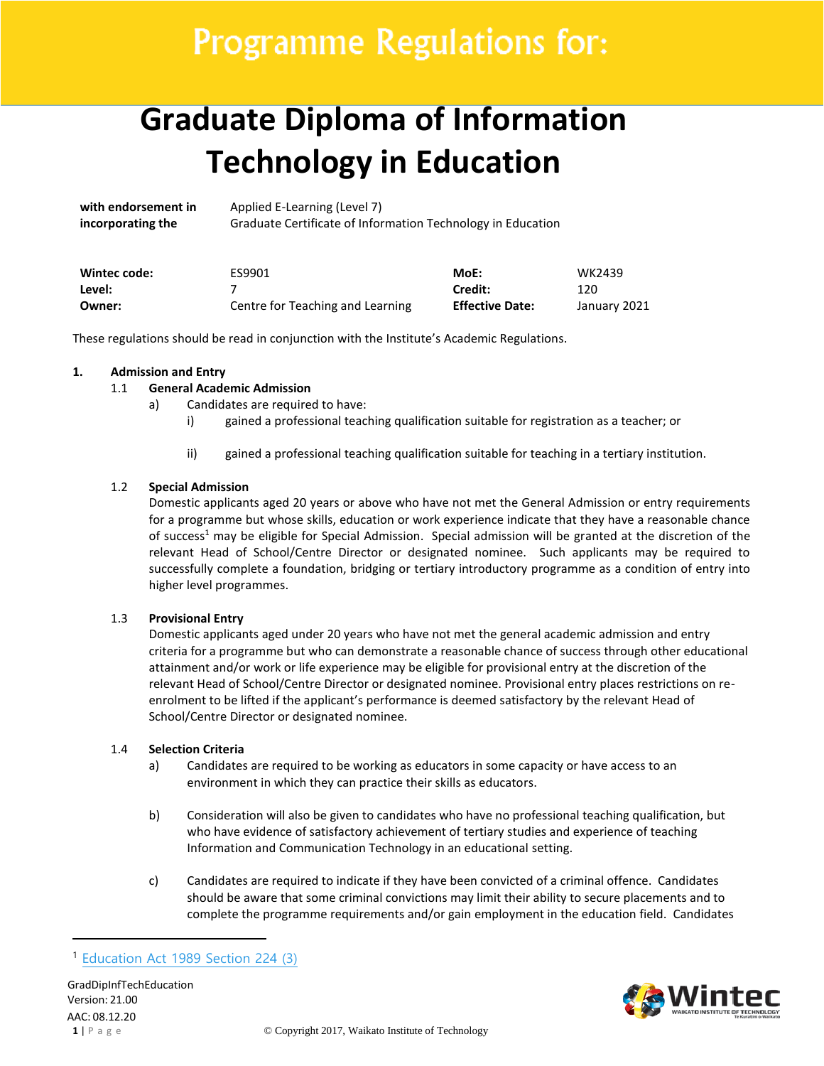# Programme Regulations for:

# Graduate Diploma of Information Technology in Education

| | |
|---|---|
| **with endorsement in** | Applied E-Learning (Level 7) |
| **incorporating the** | Graduate Certificate of Information Technology in Education |

| | | | |
|---|---|---|---|
| **Wintec code:** | ES9901 | **MoE:** | WK2439 |
| **Level:** | 7 | **Credit:** | 120 |
| **Owner:** | Centre for Teaching and Learning | **Effective Date:** | January 2021 |

These regulations should be read in conjunction with the Institute's Academic Regulations.

## 1. Admission and Entry

### 1.1 General Academic Admission

a) Candidates are required to have:

 i) gained a professional teaching qualification suitable for registration as a teacher; or

 ii) gained a professional teaching qualification suitable for teaching in a tertiary institution.

### 1.2 Special Admission

Domestic applicants aged 20 years or above who have not met the General Admission or entry requirements for a programme but whose skills, education or work experience indicate that they have a reasonable chance of success[1] may be eligible for Special Admission. Special admission will be granted at the discretion of the relevant Head of School/Centre Director or designated nominee. Such applicants may be required to successfully complete a foundation, bridging or tertiary introductory programme as a condition of entry into higher level programmes.

### 1.3 Provisional Entry

Domestic applicants aged under 20 years who have not met the general academic admission and entry criteria for a programme but who can demonstrate a reasonable chance of success through other educational attainment and/or work or life experience may be eligible for provisional entry at the discretion of the relevant Head of School/Centre Director or designated nominee. Provisional entry places restrictions on re-enrolment to be lifted if the applicant's performance is deemed satisfactory by the relevant Head of School/Centre Director or designated nominee.

### 1.4 Selection Criteria

a) Candidates are required to be working as educators in some capacity or have access to an environment in which they can practice their skills as educators.

b) Consideration will also be given to candidates who have no professional teaching qualification, but who have evidence of satisfactory achievement of tertiary studies and experience of teaching Information and Communication Technology in an educational setting.

c) Candidates are required to indicate if they have been convicted of a criminal offence. Candidates should be aware that some criminal convictions may limit their ability to secure placements and to complete the programme requirements and/or gain employment in the education field. Candidates

---

[1] Education Act 1989 Section 224 (3)

GradDipInfTechEducation
Version: 21.00
AAC: 08.12.20

© Copyright 2017, Waikato Institute of Technology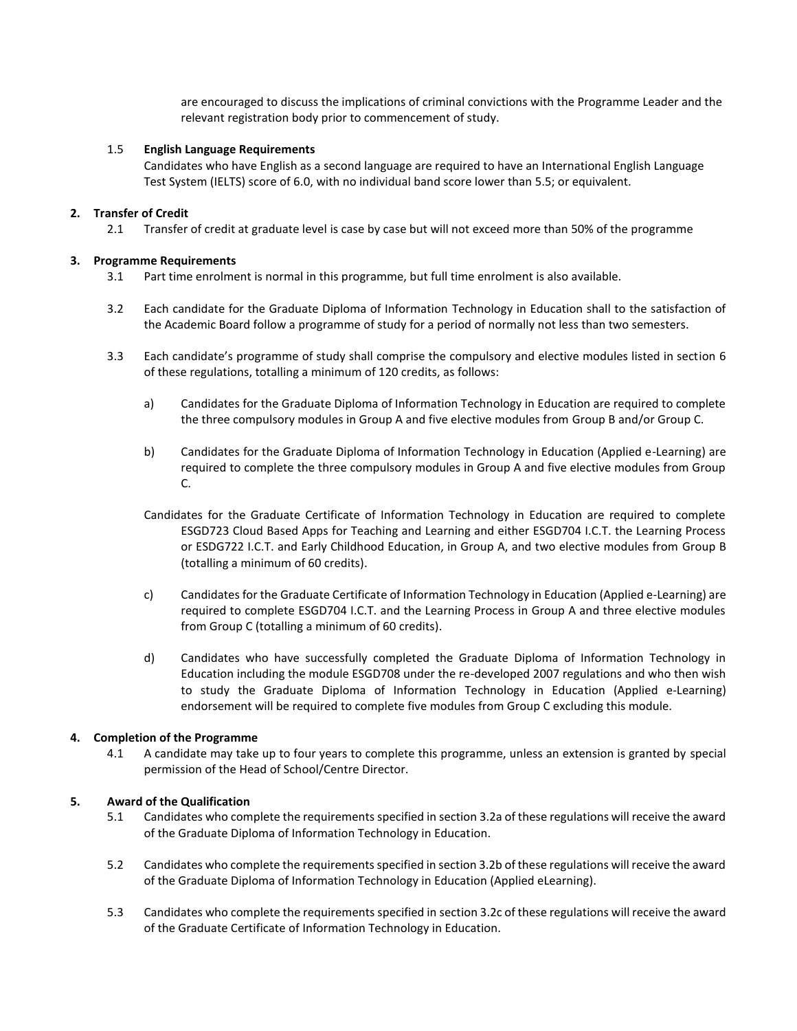are encouraged to discuss the implications of criminal convictions with the Programme Leader and the relevant registration body prior to commencement of study.

1.5 **English Language Requirements**

Candidates who have English as a second language are required to have an International English Language Test System (IELTS) score of 6.0, with no individual band score lower than 5.5; or equivalent.

## 2. Transfer of Credit

2.1 Transfer of credit at graduate level is case by case but will not exceed more than 50% of the programme

## 3. Programme Requirements

3.1 Part time enrolment is normal in this programme, but full time enrolment is also available.

3.2 Each candidate for the Graduate Diploma of Information Technology in Education shall to the satisfaction of the Academic Board follow a programme of study for a period of normally not less than two semesters.

3.3 Each candidate's programme of study shall comprise the compulsory and elective modules listed in section 6 of these regulations, totalling a minimum of 120 credits, as follows:

a) Candidates for the Graduate Diploma of Information Technology in Education are required to complete the three compulsory modules in Group A and five elective modules from Group B and/or Group C.

b) Candidates for the Graduate Diploma of Information Technology in Education (Applied e-Learning) are required to complete the three compulsory modules in Group A and five elective modules from Group C.

Candidates for the Graduate Certificate of Information Technology in Education are required to complete ESGD723 Cloud Based Apps for Teaching and Learning and either ESGD704 I.C.T. the Learning Process or ESDG722 I.C.T. and Early Childhood Education, in Group A, and two elective modules from Group B (totalling a minimum of 60 credits).

c) Candidates for the Graduate Certificate of Information Technology in Education (Applied e-Learning) are required to complete ESGD704 I.C.T. and the Learning Process in Group A and three elective modules from Group C (totalling a minimum of 60 credits).

d) Candidates who have successfully completed the Graduate Diploma of Information Technology in Education including the module ESGD708 under the re-developed 2007 regulations and who then wish to study the Graduate Diploma of Information Technology in Education (Applied e-Learning) endorsement will be required to complete five modules from Group C excluding this module.

## 4. Completion of the Programme

4.1 A candidate may take up to four years to complete this programme, unless an extension is granted by special permission of the Head of School/Centre Director.

## 5. Award of the Qualification

5.1 Candidates who complete the requirements specified in section 3.2a of these regulations will receive the award of the Graduate Diploma of Information Technology in Education.

5.2 Candidates who complete the requirements specified in section 3.2b of these regulations will receive the award of the Graduate Diploma of Information Technology in Education (Applied eLearning).

5.3 Candidates who complete the requirements specified in section 3.2c of these regulations will receive the award of the Graduate Certificate of Information Technology in Education.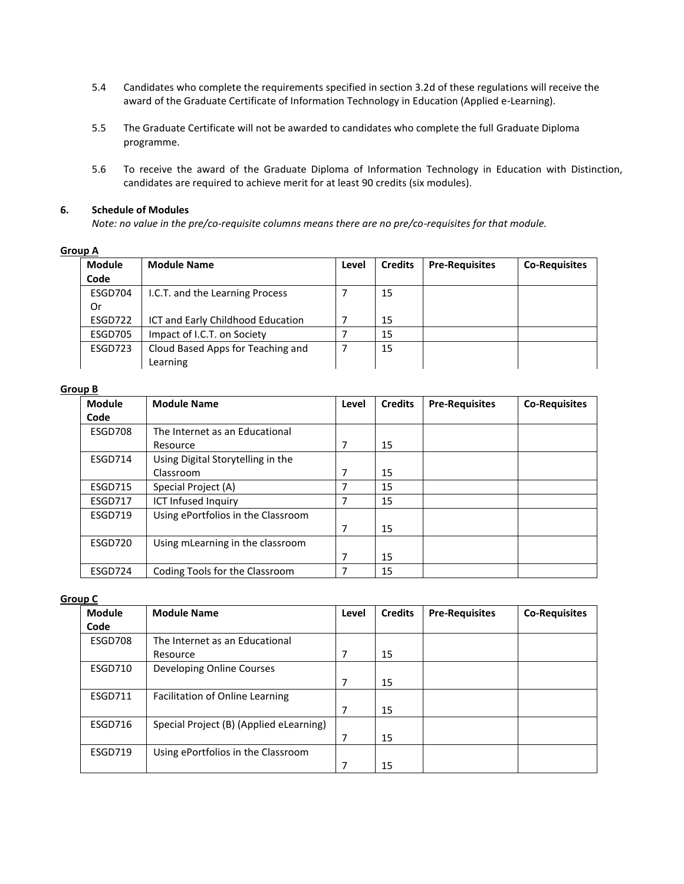5.4 Candidates who complete the requirements specified in section 3.2d of these regulations will receive the award of the Graduate Certificate of Information Technology in Education (Applied e-Learning).

5.5 The Graduate Certificate will not be awarded to candidates who complete the full Graduate Diploma programme.

5.6 To receive the award of the Graduate Diploma of Information Technology in Education with Distinction, candidates are required to achieve merit for at least 90 credits (six modules).

## 6. Schedule of Modules

*Note: no value in the pre/co-requisite columns means there are no pre/co-requisites for that module.*

**Group A**

| Module Code | Module Name | Level | Credits | Pre-Requisites | Co-Requisites |
|---|---|---|---|---|---|
| ESGD704 Or | I.C.T. and the Learning Process | 7 | 15 | | |
| ESGD722 | ICT and Early Childhood Education | 7 | 15 | | |
| ESGD705 | Impact of I.C.T. on Society | 7 | 15 | | |
| ESGD723 | Cloud Based Apps for Teaching and Learning | 7 | 15 | | |

**Group B**

| Module Code | Module Name | Level | Credits | Pre-Requisites | Co-Requisites |
|---|---|---|---|---|---|
| ESGD708 | The Internet as an Educational Resource | 7 | 15 | | |
| ESGD714 | Using Digital Storytelling in the Classroom | 7 | 15 | | |
| ESGD715 | Special Project (A) | 7 | 15 | | |
| ESGD717 | ICT Infused Inquiry | 7 | 15 | | |
| ESGD719 | Using ePortfolios in the Classroom | 7 | 15 | | |
| ESGD720 | Using mLearning in the classroom | 7 | 15 | | |
| ESGD724 | Coding Tools for the Classroom | 7 | 15 | | |

**Group C**

| Module Code | Module Name | Level | Credits | Pre-Requisites | Co-Requisites |
|---|---|---|---|---|---|
| ESGD708 | The Internet as an Educational Resource | 7 | 15 | | |
| ESGD710 | Developing Online Courses | 7 | 15 | | |
| ESGD711 | Facilitation of Online Learning | 7 | 15 | | |
| ESGD716 | Special Project (B) (Applied eLearning) | 7 | 15 | | |
| ESGD719 | Using ePortfolios in the Classroom | 7 | 15 | | |